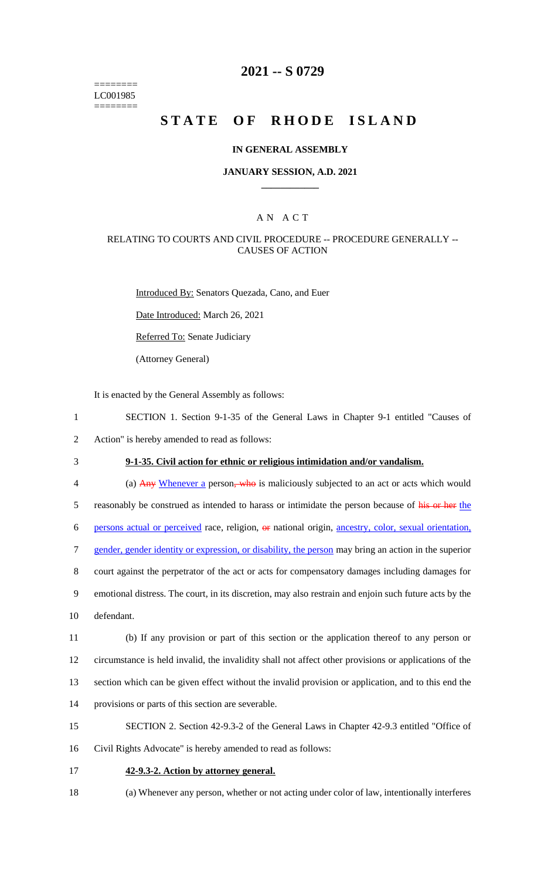========
LC001985
========

# 2021 -- S 0729

# STATE OF RHODE ISLAND

**IN GENERAL ASSEMBLY**

**JANUARY SESSION, A.D. 2021**

____________

A N A C T

RELATING TO COURTS AND CIVIL PROCEDURE -- PROCEDURE GENERALLY -- CAUSES OF ACTION

Introduced By: Senators Quezada, Cano, and Euer

Date Introduced: March 26, 2021

Referred To: Senate Judiciary

(Attorney General)

It is enacted by the General Assembly as follows:

1 SECTION 1. Section 9-1-35 of the General Laws in Chapter 9-1 entitled "Causes of
2 Action" is hereby amended to read as follows:

3 **9-1-35. Civil action for ethnic or religious intimidation and/or vandalism.**

4 (a) ~~Any~~ Whenever a person~~, who~~ is maliciously subjected to an act or acts which would
5 reasonably be construed as intended to harass or intimidate the person because of ~~his or her~~ the
6 persons actual or perceived race, religion, ~~or~~ national origin, ancestry, color, sexual orientation,
7 gender, gender identity or expression, or disability, the person may bring an action in the superior
8 court against the perpetrator of the act or acts for compensatory damages including damages for
9 emotional distress. The court, in its discretion, may also restrain and enjoin such future acts by the
10 defendant.

11 (b) If any provision or part of this section or the application thereof to any person or
12 circumstance is held invalid, the invalidity shall not affect other provisions or applications of the
13 section which can be given effect without the invalid provision or application, and to this end the
14 provisions or parts of this section are severable.

15 SECTION 2. Section 42-9.3-2 of the General Laws in Chapter 42-9.3 entitled "Office of
16 Civil Rights Advocate" is hereby amended to read as follows:

17 **42-9.3-2. Action by attorney general.**

18 (a) Whenever any person, whether or not acting under color of law, intentionally interferes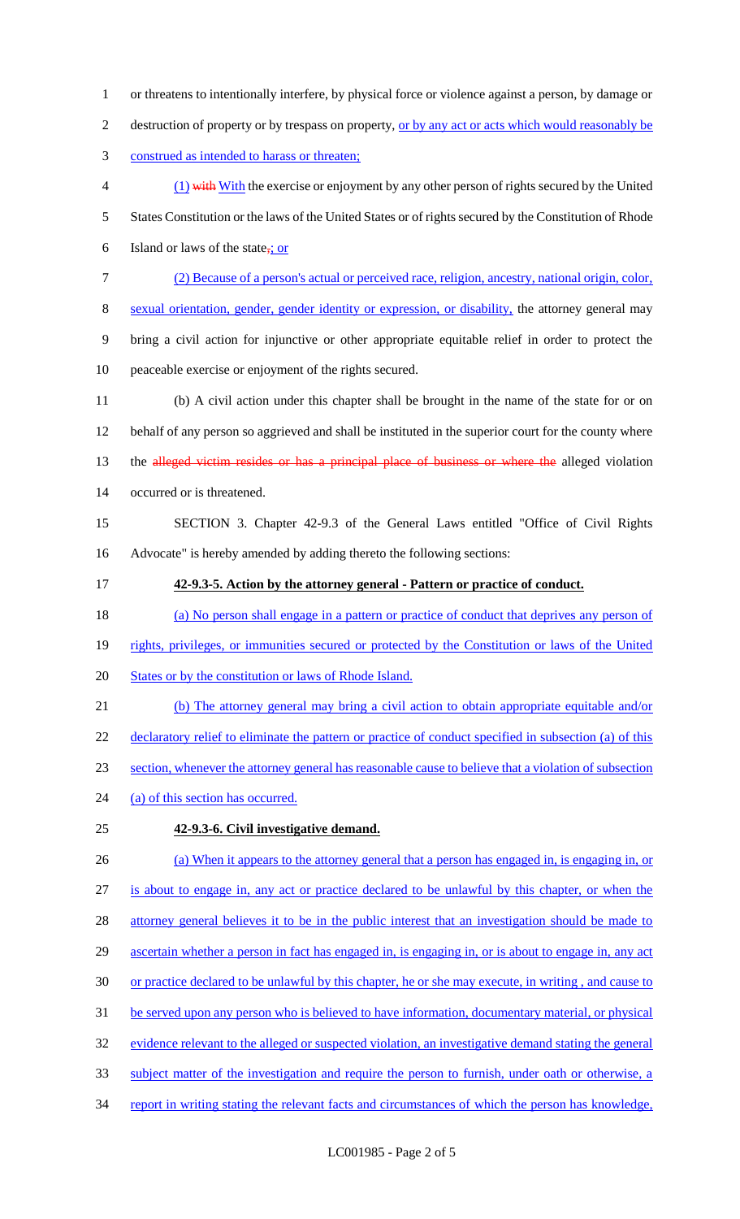or threatens to intentionally interfere, by physical force or violence against a person, by damage or destruction of property or by trespass on property, or by any act or acts which would reasonably be construed as intended to harass or threaten;

(1) ~~with~~ With the exercise or enjoyment by any other person of rights secured by the United States Constitution or the laws of the United States or of rights secured by the Constitution of Rhode Island or laws of the state~~,~~; or

(2) Because of a person's actual or perceived race, religion, ancestry, national origin, color, sexual orientation, gender, gender identity or expression, or disability, the attorney general may bring a civil action for injunctive or other appropriate equitable relief in order to protect the peaceable exercise or enjoyment of the rights secured.

(b) A civil action under this chapter shall be brought in the name of the state for or on behalf of any person so aggrieved and shall be instituted in the superior court for the county where the ~~alleged victim resides or has a principal place of business or where the~~ alleged violation occurred or is threatened.

SECTION 3. Chapter 42-9.3 of the General Laws entitled "Office of Civil Rights Advocate" is hereby amended by adding thereto the following sections:

**42-9.3-5. Action by the attorney general - Pattern or practice of conduct.**

(a) No person shall engage in a pattern or practice of conduct that deprives any person of rights, privileges, or immunities secured or protected by the Constitution or laws of the United States or by the constitution or laws of Rhode Island.

(b) The attorney general may bring a civil action to obtain appropriate equitable and/or declaratory relief to eliminate the pattern or practice of conduct specified in subsection (a) of this section, whenever the attorney general has reasonable cause to believe that a violation of subsection (a) of this section has occurred.

**42-9.3-6. Civil investigative demand.**

(a) When it appears to the attorney general that a person has engaged in, is engaging in, or is about to engage in, any act or practice declared to be unlawful by this chapter, or when the attorney general believes it to be in the public interest that an investigation should be made to ascertain whether a person in fact has engaged in, is engaging in, or is about to engage in, any act or practice declared to be unlawful by this chapter, he or she may execute, in writing , and cause to be served upon any person who is believed to have information, documentary material, or physical evidence relevant to the alleged or suspected violation, an investigative demand stating the general subject matter of the investigation and require the person to furnish, under oath or otherwise, a report in writing stating the relevant facts and circumstances of which the person has knowledge,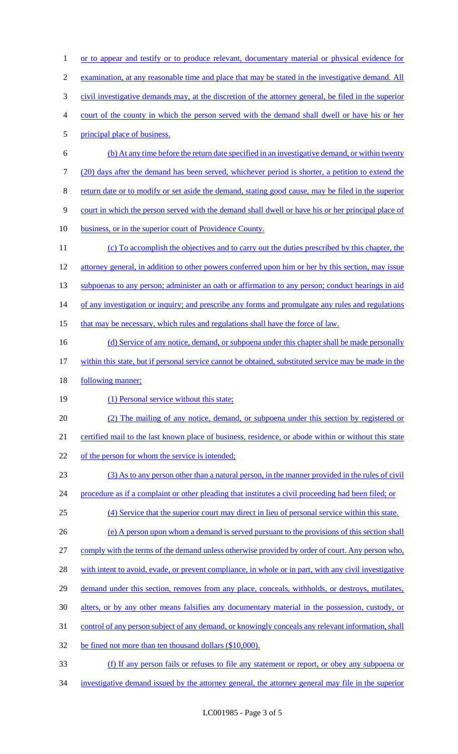or to appear and testify or to produce relevant, documentary material or physical evidence for examination, at any reasonable time and place that may be stated in the investigative demand. All civil investigative demands may, at the discretion of the attorney general, be filed in the superior court of the county in which the person served with the demand shall dwell or have his or her principal place of business.

(b) At any time before the return date specified in an investigative demand, or within twenty (20) days after the demand has been served, whichever period is shorter, a petition to extend the return date or to modify or set aside the demand, stating good cause, may be filed in the superior court in which the person served with the demand shall dwell or have his or her principal place of business, or in the superior court of Providence County.

(c) To accomplish the objectives and to carry out the duties prescribed by this chapter, the attorney general, in addition to other powers conferred upon him or her by this section, may issue subpoenas to any person; administer an oath or affirmation to any person; conduct hearings in aid of any investigation or inquiry; and prescribe any forms and promulgate any rules and regulations that may be necessary, which rules and regulations shall have the force of law.

(d) Service of any notice, demand, or subpoena under this chapter shall be made personally within this state, but if personal service cannot be obtained, substituted service may be made in the following manner;

(1) Personal service without this state;

(2) The mailing of any notice, demand, or subpoena under this section by registered or certified mail to the last known place of business, residence, or abode within or without this state of the person for whom the service is intended;

(3) As to any person other than a natural person, in the manner provided in the rules of civil procedure as if a complaint or other pleading that institutes a civil proceeding had been filed; or

(4) Service that the superior court may direct in lieu of personal service within this state.

(e) A person upon whom a demand is served pursuant to the provisions of this section shall comply with the terms of the demand unless otherwise provided by order of court. Any person who, with intent to avoid, evade, or prevent compliance, in whole or in part, with any civil investigative demand under this section, removes from any place, conceals, withholds, or destroys, mutilates, alters, or by any other means falsifies any documentary material in the possession, custody, or control of any person subject of any demand, or knowingly conceals any relevant information, shall be fined not more than ten thousand dollars ($10,000).

(f) If any person fails or refuses to file any statement or report, or obey any subpoena or investigative demand issued by the attorney general, the attorney general may file in the superior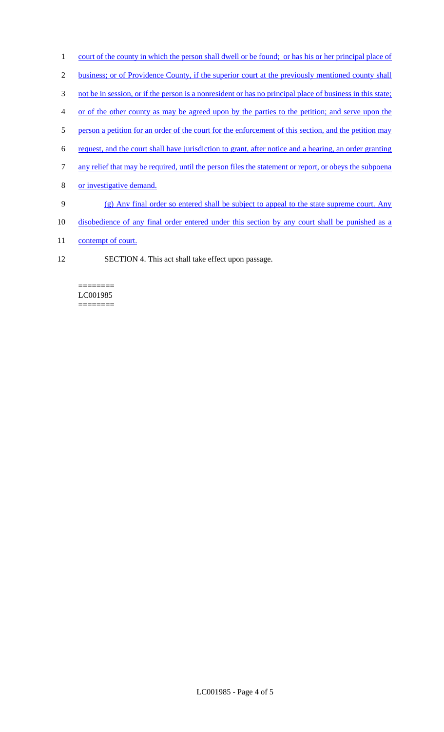court of the county in which the person shall dwell or be found; or has his or her principal place of business; or of Providence County, if the superior court at the previously mentioned county shall not be in session, or if the person is a nonresident or has no principal place of business in this state; or of the other county as may be agreed upon by the parties to the petition; and serve upon the person a petition for an order of the court for the enforcement of this section, and the petition may request, and the court shall have jurisdiction to grant, after notice and a hearing, an order granting any relief that may be required, until the person files the statement or report, or obeys the subpoena or investigative demand.

(g) Any final order so entered shall be subject to appeal to the state supreme court. Any disobedience of any final order entered under this section by any court shall be punished as a contempt of court.

SECTION 4. This act shall take effect upon passage.

========
LC001985
========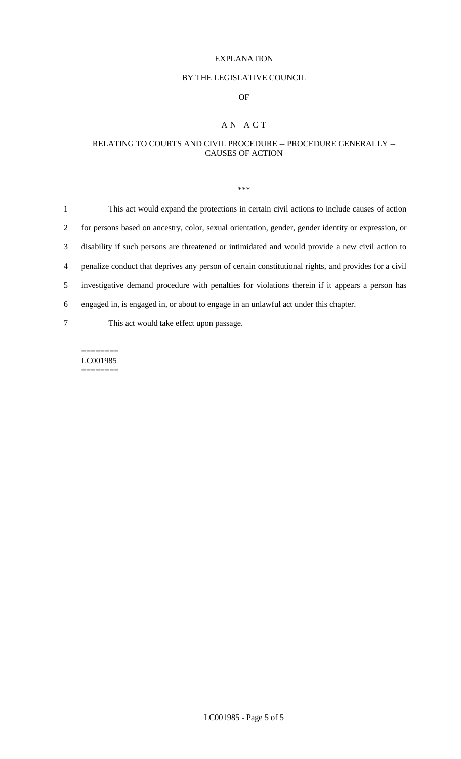EXPLANATION

BY THE LEGISLATIVE COUNCIL

OF

# A N A C T

RELATING TO COURTS AND CIVIL PROCEDURE -- PROCEDURE GENERALLY -- CAUSES OF ACTION

***

1 This act would expand the protections in certain civil actions to include causes of action
2 for persons based on ancestry, color, sexual orientation, gender, gender identity or expression, or
3 disability if such persons are threatened or intimidated and would provide a new civil action to
4 penalize conduct that deprives any person of certain constitutional rights, and provides for a civil
5 investigative demand procedure with penalties for violations therein if it appears a person has
6 engaged in, is engaged in, or about to engage in an unlawful act under this chapter.
7 This act would take effect upon passage.

========
LC001985
========